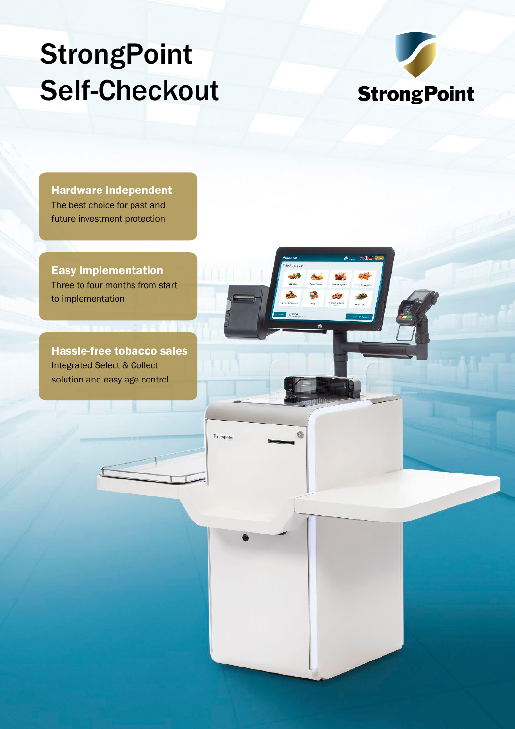# StrongPoint Self-Checkout

StrongPoint

**Hardware independent**
The best choice for past and future investment protection

**Easy implementation**
Three to four months from start to implementation

**Hassle-free tobacco sales**
Integrated Select & Collect solution and easy age control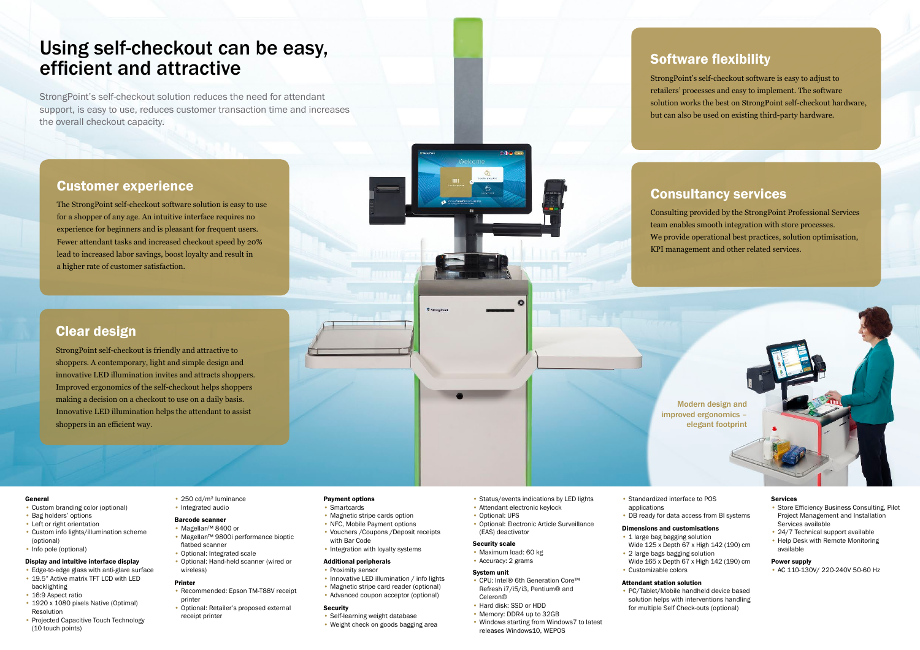# Using self-checkout can be easy, efficient and attractive

StrongPoint's self-checkout solution reduces the need for attendant support, is easy to use, reduces customer transaction time and increases the overall checkout capacity.

## Customer experience

The StrongPoint self-checkout software solution is easy to use for a shopper of any age. An intuitive interface requires no experience for beginners and is pleasant for frequent users. Fewer attendant tasks and increased checkout speed by 20% lead to increased labor savings, boost loyalty and result in a higher rate of customer satisfaction.

## Clear design

StrongPoint self-checkout is friendly and attractive to shoppers. A contemporary, light and simple design and innovative LED illumination invites and attracts shoppers. Improved ergonomics of the self-checkout helps shoppers making a decision on a checkout to use on a daily basis. Innovative LED illumination helps the attendant to assist shoppers in an efficient way.

## Software flexibility

StrongPoint's self-checkout software is easy to adjust to retailers' processes and easy to implement. The software solution works the best on StrongPoint self-checkout hardware, but can also be used on existing third-party hardware.

## Consultancy services

Consulting provided by the StrongPoint Professional Services team enables smooth integration with store processes. We provide operational best practices, solution optimisation, KPI management and other related services.

Modern design and improved ergonomics – elegant footprint

**General**
- Custom branding color (optional)
- Bag holders' options
- Left or right orientation
- Custom info lights/illumination scheme (optional)
- Info pole (optional)

**Display and intuitive interface display**
- Edge-to-edge glass with anti-glare surface
- 19.5" Active matrix TFT LCD with LED backlighting
- 16:9 Aspect ratio
- 1920 x 1080 pixels Native (Optimal) Resolution
- Projected Capacitive Touch Technology (10 touch points)
- 250 cd/m² luminance
- Integrated audio

**Barcode scanner**
- Magellan™ 8400 or
- Magellan™ 9800i premium performance bioptic flatbed scanner
- Optional: Integrated scale
- Optional: Hand-held scanner (wired or wireless)

**Printer**
- Recommended: Epson TM-T88V receipt printer
- Optional: Retailer's proposed external receipt printer

**Payment options**
- Smartcards
- Magnetic stripe cards option
- NFC, Mobile Payment options
- Vouchers /Coupons /Deposit receipts with Bar Code
- Integration with loyalty systems

**Additional peripherals**
- Proximity sensor
- Innovative LED illumination / info lights
- Magnetic stripe card reader (optional)
- Advanced coupon acceptor (optional)

**Security**
- Self-learning weight database
- Weight check on goods bagging area
- Status/events indications by LED lights
- Attendant electronic keylock
- Optional: UPS
- Optional: Electronic Article Surveillance (EAS) deactivator

**Security scale**
- Maximum load: 60 kg
- Accuracy: 2 grams

**System unit**
- CPU: Intel® 6th Generation Core™ Refresh i7/i5/i3, Pentium® and Celeron®
- Hard disk: SSD or HDD
- Memory: DDR4 up to 32GB
- Windows starting from Windows7 to latest releases Windows10, WEPOS
- Standardized interface to POS applications
- DB ready for data access from BI systems

**Dimensions and customisations**
- 1 large bag bagging solution Wide 125 x Depth 67 x High 142 (190) cm
- 2 large bags bagging solution Wide 165 x Depth 67 x High 142 (190) cm
- Customizable colors

**Attendant station solution**
- PC/Tablet/Mobile handheld device based solution helps with interventions handling for multiple Self Check-outs (optional)

**Services**
- Store Efficiency Business Consulting, Pilot Project Management and Installation Services available
- 24/7 Technical support available
- Help Desk with Remote Monitoring available

**Power supply**
- AC 110-130V/ 220-240V 50-60 Hz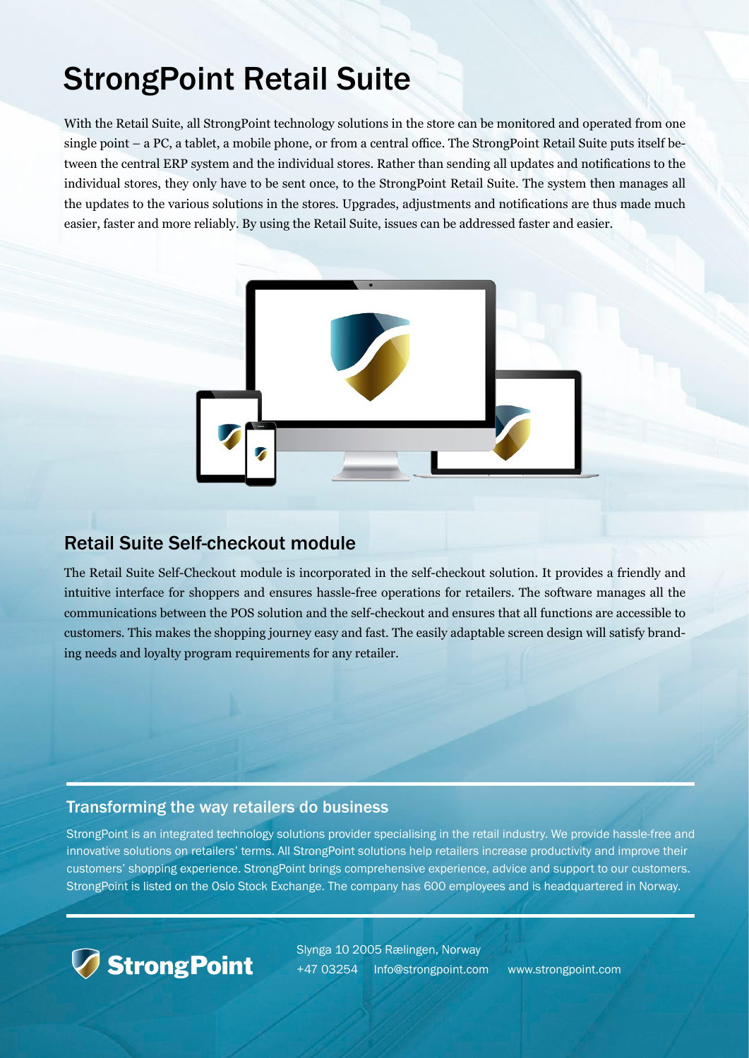# StrongPoint Retail Suite

With the Retail Suite, all StrongPoint technology solutions in the store can be monitored and operated from one single point – a PC, a tablet, a mobile phone, or from a central office. The StrongPoint Retail Suite puts itself between the central ERP system and the individual stores. Rather than sending all updates and notifications to the individual stores, they only have to be sent once, to the StrongPoint Retail Suite. The system then manages all the updates to the various solutions in the stores. Upgrades, adjustments and notifications are thus made much easier, faster and more reliably. By using the Retail Suite, issues can be addressed faster and easier.

## Retail Suite Self-checkout module

The Retail Suite Self-Checkout module is incorporated in the self-checkout solution. It provides a friendly and intuitive interface for shoppers and ensures hassle-free operations for retailers. The software manages all the communications between the POS solution and the self-checkout and ensures that all functions are accessible to customers. This makes the shopping journey easy and fast. The easily adaptable screen design will satisfy branding needs and loyalty program requirements for any retailer.

## Transforming the way retailers do business

StrongPoint is an integrated technology solutions provider specialising in the retail industry. We provide hassle-free and innovative solutions on retailers' terms. All StrongPoint solutions help retailers increase productivity and improve their customers' shopping experience. StrongPoint brings comprehensive experience, advice and support to our customers. StrongPoint is listed on the Oslo Stock Exchange. The company has 600 employees and is headquartered in Norway.

StrongPoint

Slynga 10 2005 Rælingen, Norway
+47 03254 Info@strongpoint.com www.strongpoint.com